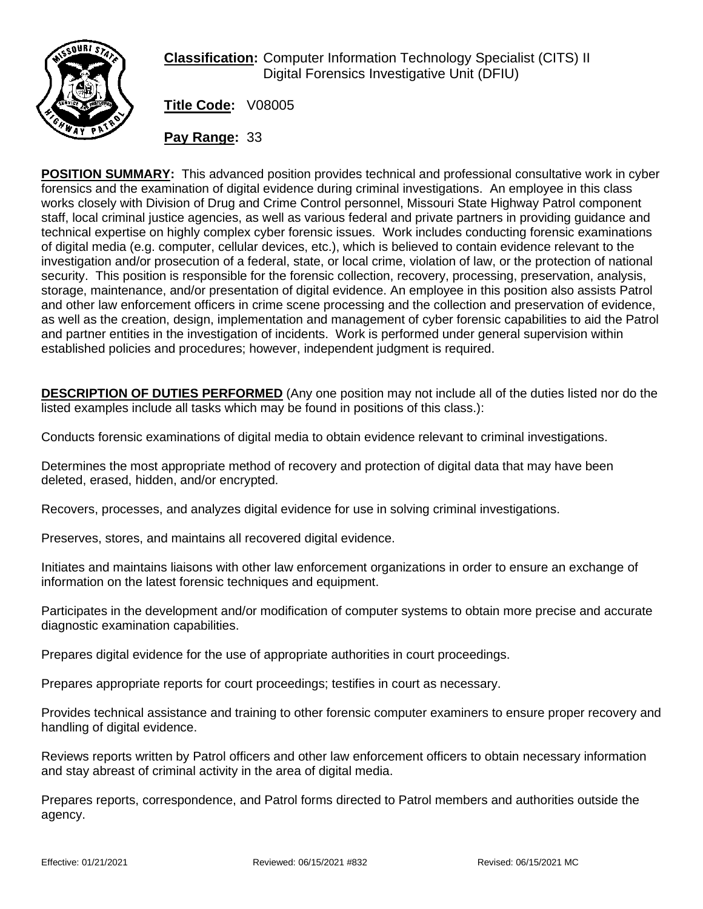**Classification:** Computer Information Technology Specialist (CITS) II
Digital Forensics Investigative Unit (DFIU)

**Title Code:** V08005

**Pay Range:** 33

**POSITION SUMMARY:** This advanced position provides technical and professional consultative work in cyber forensics and the examination of digital evidence during criminal investigations. An employee in this class works closely with Division of Drug and Crime Control personnel, Missouri State Highway Patrol component staff, local criminal justice agencies, as well as various federal and private partners in providing guidance and technical expertise on highly complex cyber forensic issues. Work includes conducting forensic examinations of digital media (e.g. computer, cellular devices, etc.), which is believed to contain evidence relevant to the investigation and/or prosecution of a federal, state, or local crime, violation of law, or the protection of national security. This position is responsible for the forensic collection, recovery, processing, preservation, analysis, storage, maintenance, and/or presentation of digital evidence. An employee in this position also assists Patrol and other law enforcement officers in crime scene processing and the collection and preservation of evidence, as well as the creation, design, implementation and management of cyber forensic capabilities to aid the Patrol and partner entities in the investigation of incidents. Work is performed under general supervision within established policies and procedures; however, independent judgment is required.

**DESCRIPTION OF DUTIES PERFORMED** (Any one position may not include all of the duties listed nor do the listed examples include all tasks which may be found in positions of this class.):

Conducts forensic examinations of digital media to obtain evidence relevant to criminal investigations.

Determines the most appropriate method of recovery and protection of digital data that may have been deleted, erased, hidden, and/or encrypted.

Recovers, processes, and analyzes digital evidence for use in solving criminal investigations.

Preserves, stores, and maintains all recovered digital evidence.

Initiates and maintains liaisons with other law enforcement organizations in order to ensure an exchange of information on the latest forensic techniques and equipment.

Participates in the development and/or modification of computer systems to obtain more precise and accurate diagnostic examination capabilities.

Prepares digital evidence for the use of appropriate authorities in court proceedings.

Prepares appropriate reports for court proceedings; testifies in court as necessary.

Provides technical assistance and training to other forensic computer examiners to ensure proper recovery and handling of digital evidence.

Reviews reports written by Patrol officers and other law enforcement officers to obtain necessary information and stay abreast of criminal activity in the area of digital media.

Prepares reports, correspondence, and Patrol forms directed to Patrol members and authorities outside the agency.

Effective: 01/21/2021 Reviewed: 06/15/2021 #832 Revised: 06/15/2021 MC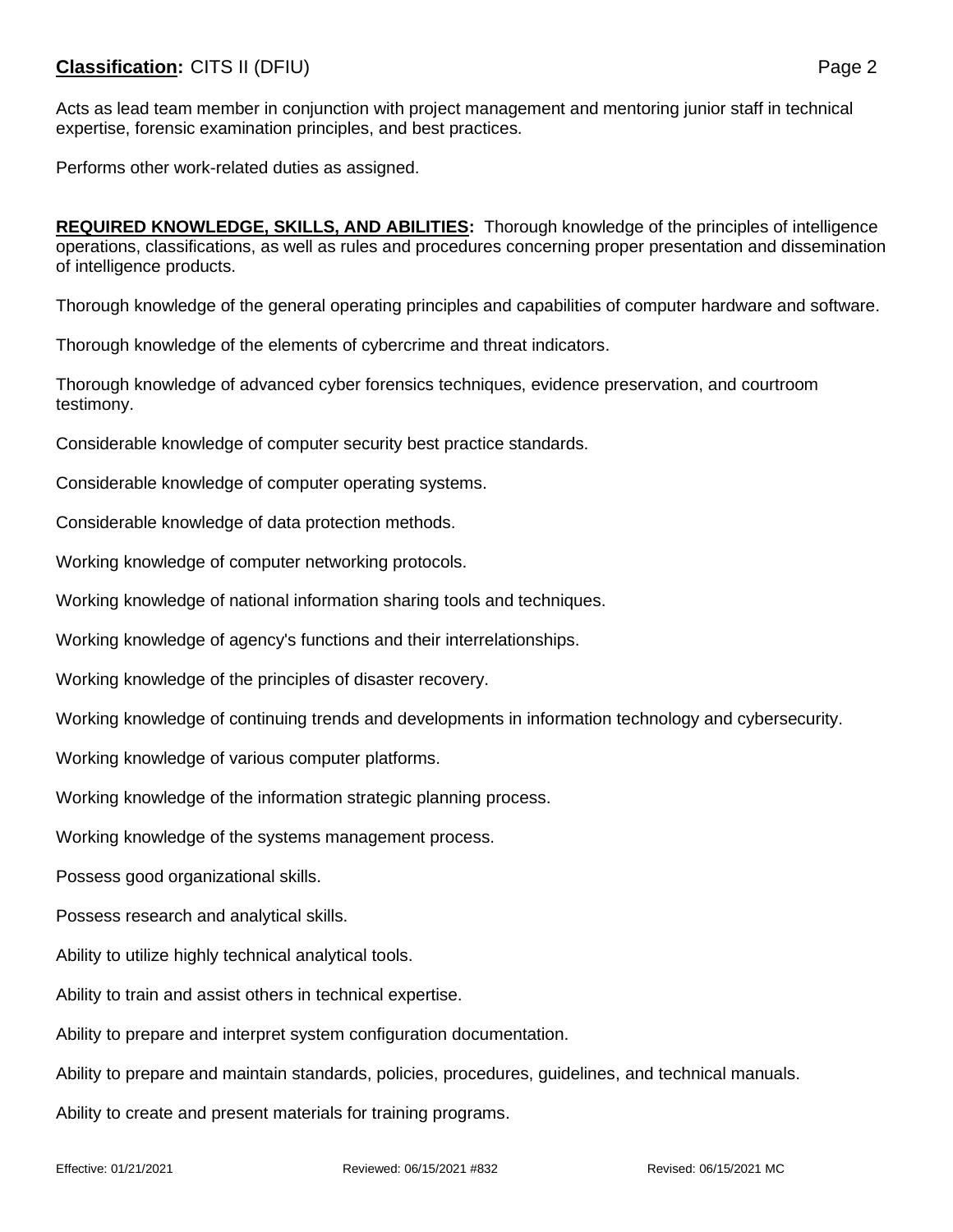Acts as lead team member in conjunction with project management and mentoring junior staff in technical expertise, forensic examination principles, and best practices.

Performs other work-related duties as assigned.

**REQUIRED KNOWLEDGE, SKILLS, AND ABILITIES:** Thorough knowledge of the principles of intelligence operations, classifications, as well as rules and procedures concerning proper presentation and dissemination of intelligence products.

Thorough knowledge of the general operating principles and capabilities of computer hardware and software.

Thorough knowledge of the elements of cybercrime and threat indicators.

Thorough knowledge of advanced cyber forensics techniques, evidence preservation, and courtroom testimony.

Considerable knowledge of computer security best practice standards.

Considerable knowledge of computer operating systems.

Considerable knowledge of data protection methods.

Working knowledge of computer networking protocols.

Working knowledge of national information sharing tools and techniques.

Working knowledge of agency's functions and their interrelationships.

Working knowledge of the principles of disaster recovery.

Working knowledge of continuing trends and developments in information technology and cybersecurity.

Working knowledge of various computer platforms.

Working knowledge of the information strategic planning process.

Working knowledge of the systems management process.

Possess good organizational skills.

Possess research and analytical skills.

Ability to utilize highly technical analytical tools.

Ability to train and assist others in technical expertise.

Ability to prepare and interpret system configuration documentation.

Ability to prepare and maintain standards, policies, procedures, guidelines, and technical manuals.

Ability to create and present materials for training programs.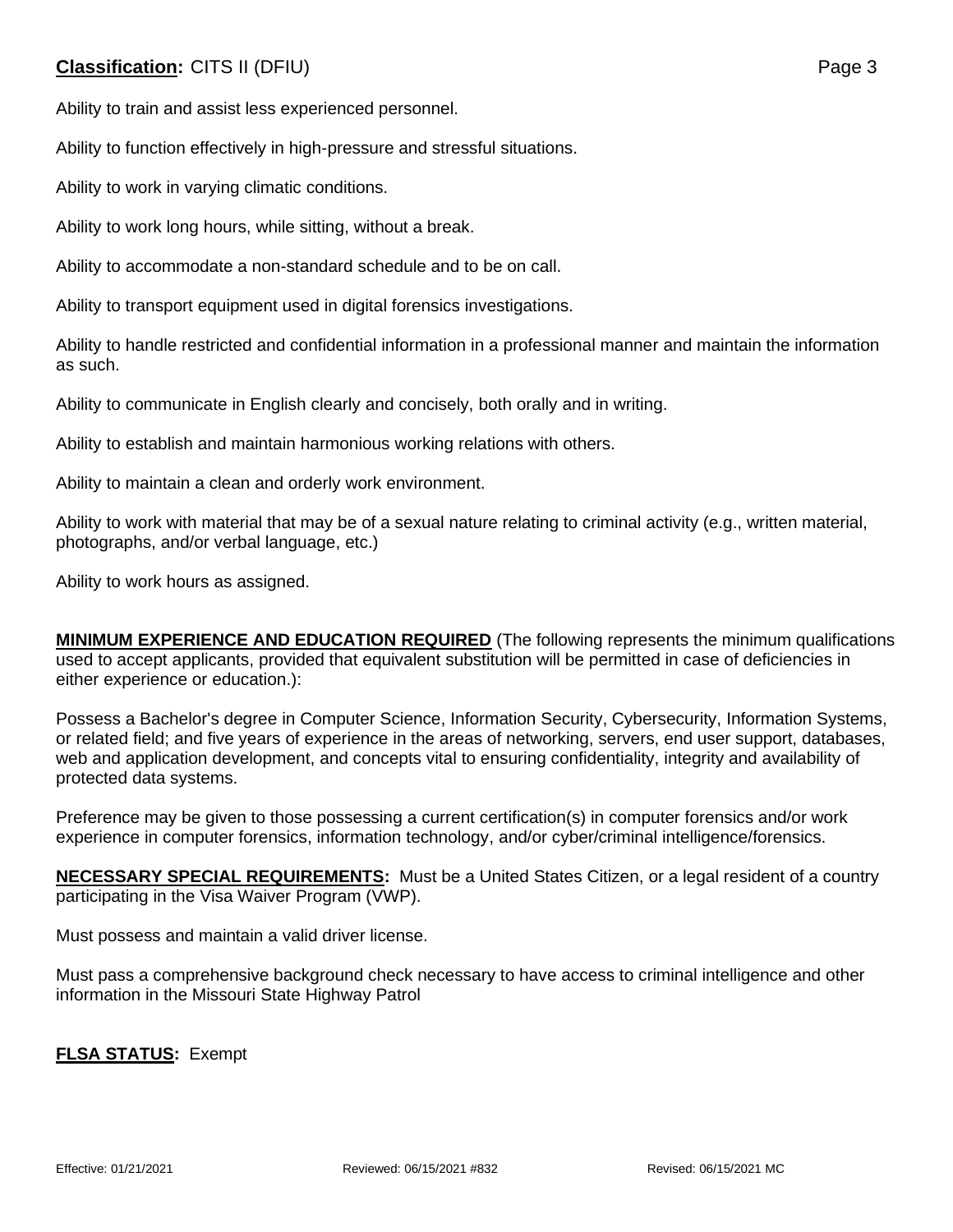Ability to train and assist less experienced personnel.

Ability to function effectively in high-pressure and stressful situations.

Ability to work in varying climatic conditions.

Ability to work long hours, while sitting, without a break.

Ability to accommodate a non-standard schedule and to be on call.

Ability to transport equipment used in digital forensics investigations.

Ability to handle restricted and confidential information in a professional manner and maintain the information as such.

Ability to communicate in English clearly and concisely, both orally and in writing.

Ability to establish and maintain harmonious working relations with others.

Ability to maintain a clean and orderly work environment.

Ability to work with material that may be of a sexual nature relating to criminal activity (e.g., written material, photographs, and/or verbal language, etc.)

Ability to work hours as assigned.

**MINIMUM EXPERIENCE AND EDUCATION REQUIRED** (The following represents the minimum qualifications used to accept applicants, provided that equivalent substitution will be permitted in case of deficiencies in either experience or education.):

Possess a Bachelor's degree in Computer Science, Information Security, Cybersecurity, Information Systems, or related field; and five years of experience in the areas of networking, servers, end user support, databases, web and application development, and concepts vital to ensuring confidentiality, integrity and availability of protected data systems.

Preference may be given to those possessing a current certification(s) in computer forensics and/or work experience in computer forensics, information technology, and/or cyber/criminal intelligence/forensics.

**NECESSARY SPECIAL REQUIREMENTS:** Must be a United States Citizen, or a legal resident of a country participating in the Visa Waiver Program (VWP).

Must possess and maintain a valid driver license.

Must pass a comprehensive background check necessary to have access to criminal intelligence and other information in the Missouri State Highway Patrol

**FLSA STATUS:** Exempt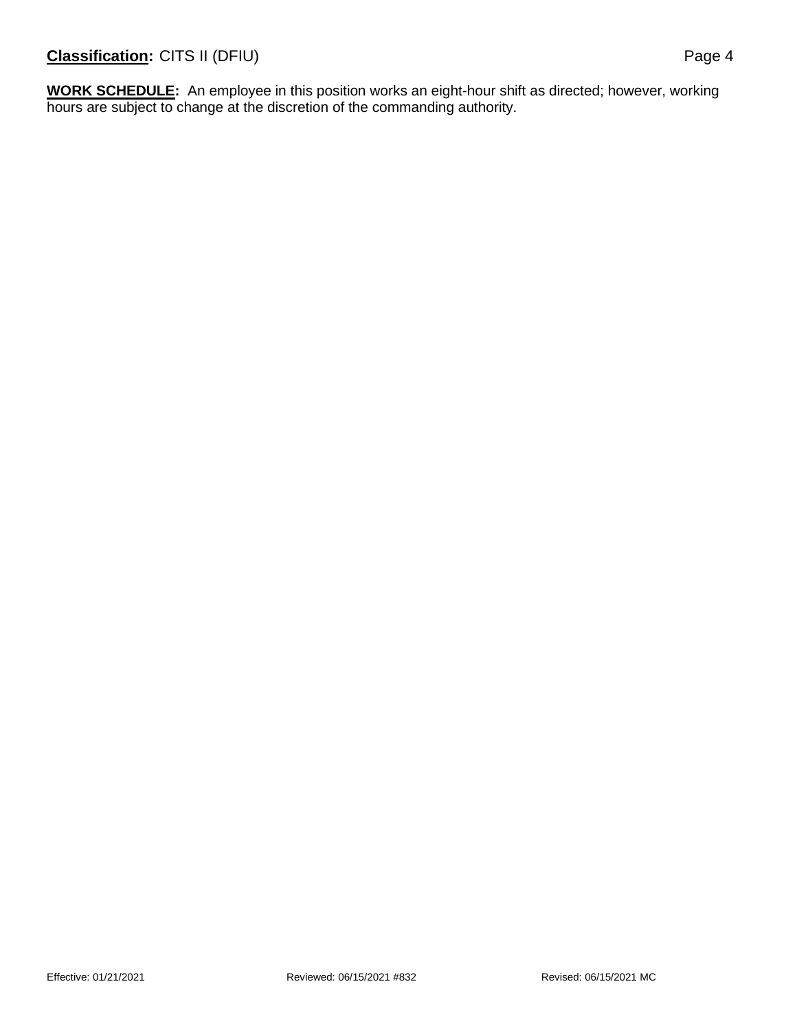**WORK SCHEDULE:** An employee in this position works an eight-hour shift as directed; however, working hours are subject to change at the discretion of the commanding authority.